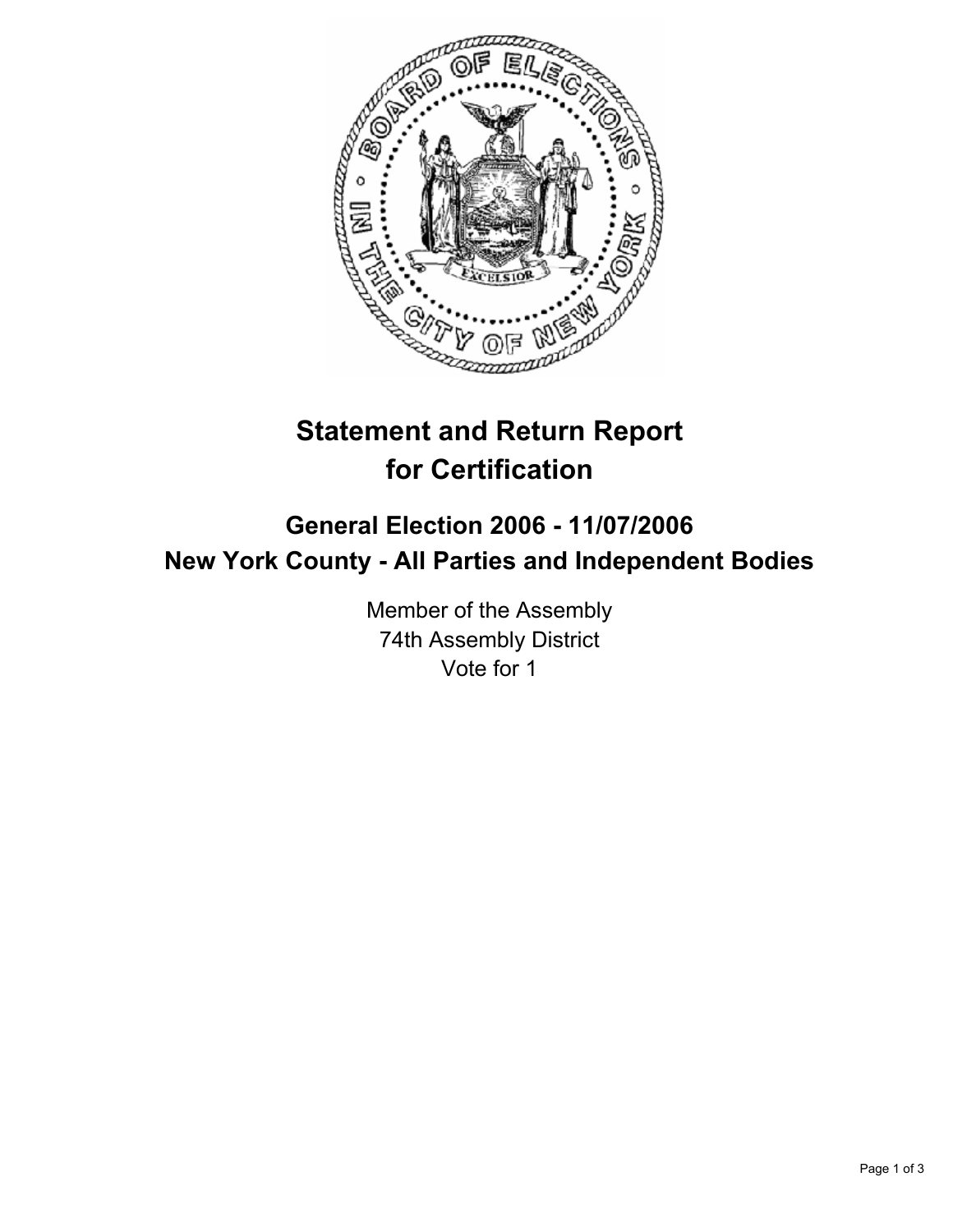# Statement and Return Report for Certification

## General Election 2006 - 11/07/2006
## New York County - All Parties and Independent Bodies

Member of the Assembly
74th Assembly District
Vote for 1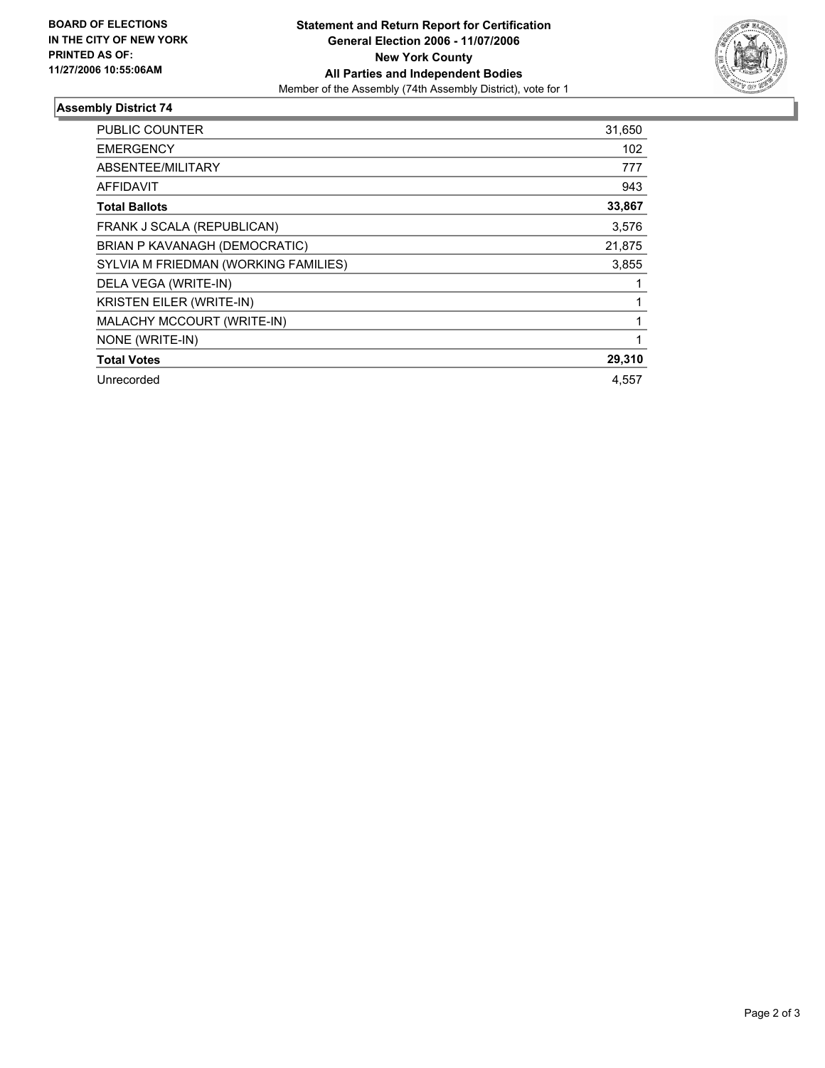**BOARD OF ELECTIONS IN THE CITY OF NEW YORK PRINTED AS OF: 11/27/2006 10:55:06AM**

**Statement and Return Report for Certification**
**General Election 2006 - 11/07/2006**
**New York County**
**All Parties and Independent Bodies**
Member of the Assembly (74th Assembly District), vote for 1

## Assembly District 74

| | |
|---|---|
| PUBLIC COUNTER | 31,650 |
| EMERGENCY | 102 |
| ABSENTEE/MILITARY | 777 |
| AFFIDAVIT | 943 |
| **Total Ballots** | **33,867** |
| FRANK J SCALA (REPUBLICAN) | 3,576 |
| BRIAN P KAVANAGH (DEMOCRATIC) | 21,875 |
| SYLVIA M FRIEDMAN (WORKING FAMILIES) | 3,855 |
| DELA VEGA (WRITE-IN) | 1 |
| KRISTEN EILER (WRITE-IN) | 1 |
| MALACHY MCCOURT (WRITE-IN) | 1 |
| NONE (WRITE-IN) | 1 |
| **Total Votes** | **29,310** |
| Unrecorded | 4,557 |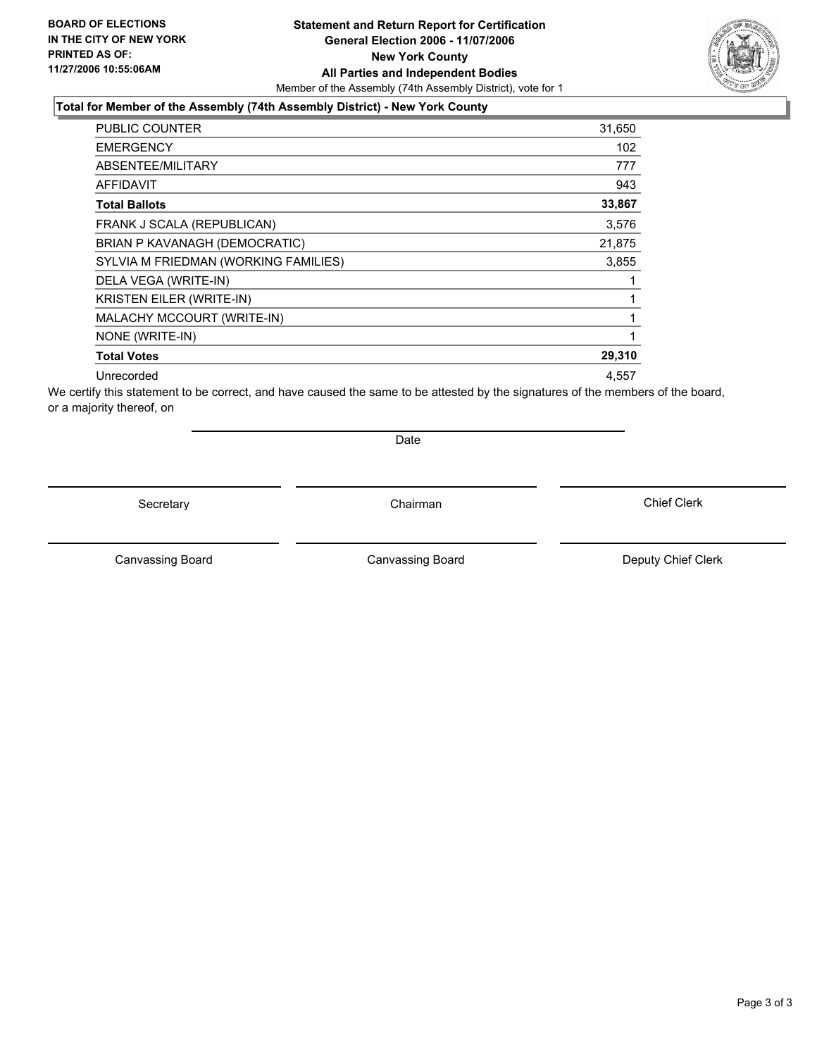**BOARD OF ELECTIONS IN THE CITY OF NEW YORK**
**PRINTED AS OF:**
**11/27/2006 10:55:06AM**

# Statement and Return Report for Certification
## General Election 2006 - 11/07/2006
## New York County
## All Parties and Independent Bodies

Member of the Assembly (74th Assembly District), vote for 1

**Total for Member of the Assembly (74th Assembly District) - New York County**

| | |
|---|---|
| PUBLIC COUNTER | 31,650 |
| EMERGENCY | 102 |
| ABSENTEE/MILITARY | 777 |
| AFFIDAVIT | 943 |
| **Total Ballots** | **33,867** |
| FRANK J SCALA (REPUBLICAN) | 3,576 |
| BRIAN P KAVANAGH (DEMOCRATIC) | 21,875 |
| SYLVIA M FRIEDMAN (WORKING FAMILIES) | 3,855 |
| DELA VEGA (WRITE-IN) | 1 |
| KRISTEN EILER (WRITE-IN) | 1 |
| MALACHY MCCOURT (WRITE-IN) | 1 |
| NONE (WRITE-IN) | 1 |
| **Total Votes** | **29,310** |
| Unrecorded | 4,557 |

We certify this statement to be correct, and have caused the same to be attested by the signatures of the members of the board, or a majority thereof, on

Date

Secretary

Chairman

Chief Clerk

Canvassing Board

Canvassing Board

Deputy Chief Clerk